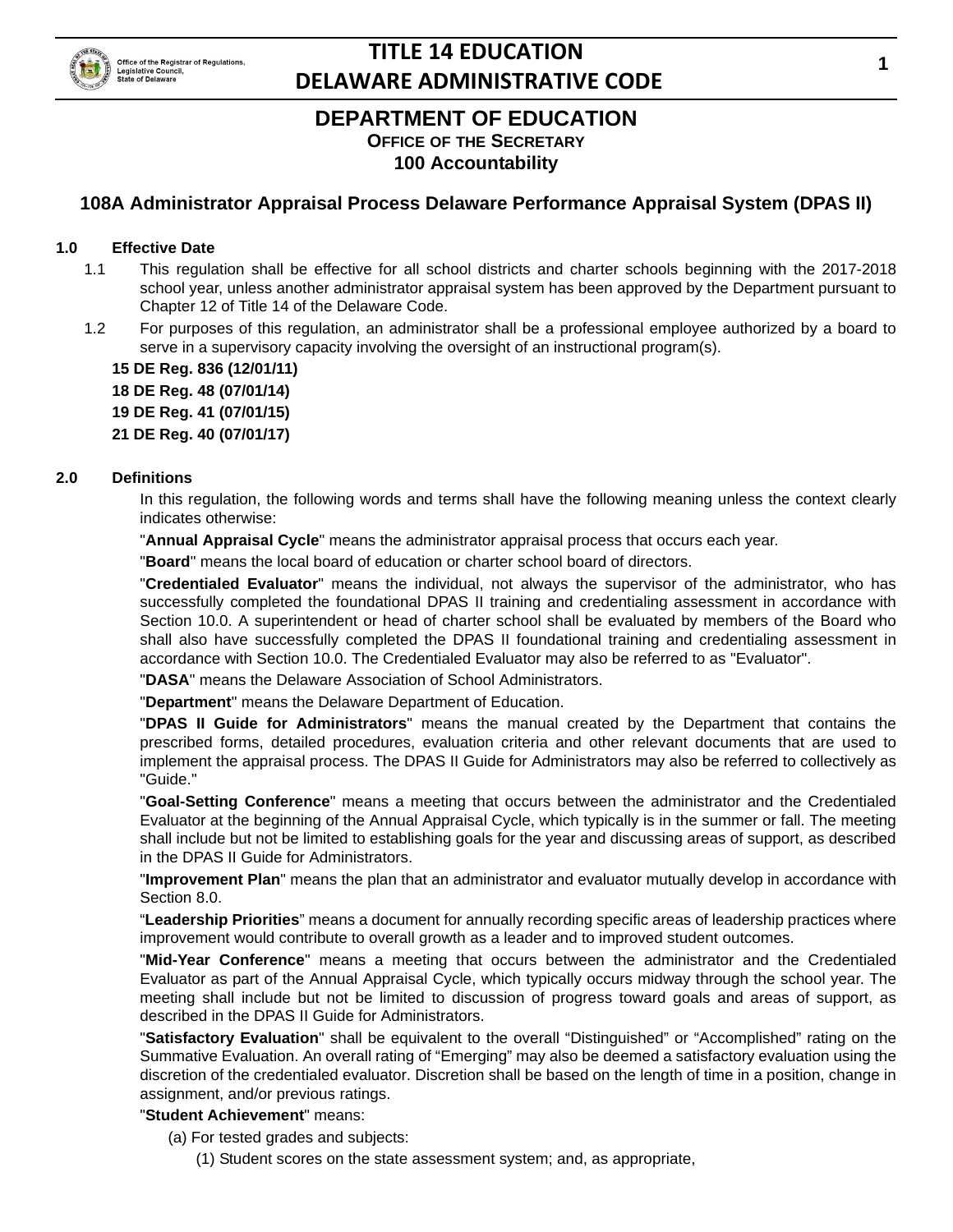# DEPARTMENT OF EDUCATION

**OFFICE OF THE SECRETARY**

**100 Accountability**

## 108A Administrator Appraisal Process Delaware Performance Appraisal System (DPAS II)

**1.0 Effective Date**

1.1 This regulation shall be effective for all school districts and charter schools beginning with the 2017-2018 school year, unless another administrator appraisal system has been approved by the Department pursuant to Chapter 12 of Title 14 of the Delaware Code.

1.2 For purposes of this regulation, an administrator shall be a professional employee authorized by a board to serve in a supervisory capacity involving the oversight of an instructional program(s).

**15 DE Reg. 836 (12/01/11)**
**18 DE Reg. 48 (07/01/14)**
**19 DE Reg. 41 (07/01/15)**
**21 DE Reg. 40 (07/01/17)**

**2.0 Definitions**

In this regulation, the following words and terms shall have the following meaning unless the context clearly indicates otherwise:

"**Annual Appraisal Cycle**" means the administrator appraisal process that occurs each year.

"**Board**" means the local board of education or charter school board of directors.

"**Credentialed Evaluator**" means the individual, not always the supervisor of the administrator, who has successfully completed the foundational DPAS II training and credentialing assessment in accordance with Section 10.0. A superintendent or head of charter school shall be evaluated by members of the Board who shall also have successfully completed the DPAS II foundational training and credentialing assessment in accordance with Section 10.0. The Credentialed Evaluator may also be referred to as "Evaluator".

"**DASA**" means the Delaware Association of School Administrators.

"**Department**" means the Delaware Department of Education.

"**DPAS II Guide for Administrators**" means the manual created by the Department that contains the prescribed forms, detailed procedures, evaluation criteria and other relevant documents that are used to implement the appraisal process. The DPAS II Guide for Administrators may also be referred to collectively as "Guide."

"**Goal-Setting Conference**" means a meeting that occurs between the administrator and the Credentialed Evaluator at the beginning of the Annual Appraisal Cycle, which typically is in the summer or fall. The meeting shall include but not be limited to establishing goals for the year and discussing areas of support, as described in the DPAS II Guide for Administrators.

"**Improvement Plan**" means the plan that an administrator and evaluator mutually develop in accordance with Section 8.0.

“**Leadership Priorities**” means a document for annually recording specific areas of leadership practices where improvement would contribute to overall growth as a leader and to improved student outcomes.

"**Mid-Year Conference**" means a meeting that occurs between the administrator and the Credentialed Evaluator as part of the Annual Appraisal Cycle, which typically occurs midway through the school year. The meeting shall include but not be limited to discussion of progress toward goals and areas of support, as described in the DPAS II Guide for Administrators.

"**Satisfactory Evaluation**" shall be equivalent to the overall “Distinguished” or “Accomplished” rating on the Summative Evaluation. An overall rating of “Emerging” may also be deemed a satisfactory evaluation using the discretion of the credentialed evaluator. Discretion shall be based on the length of time in a position, change in assignment, and/or previous ratings.

"**Student Achievement**" means:

(a) For tested grades and subjects:

(1) Student scores on the state assessment system; and, as appropriate,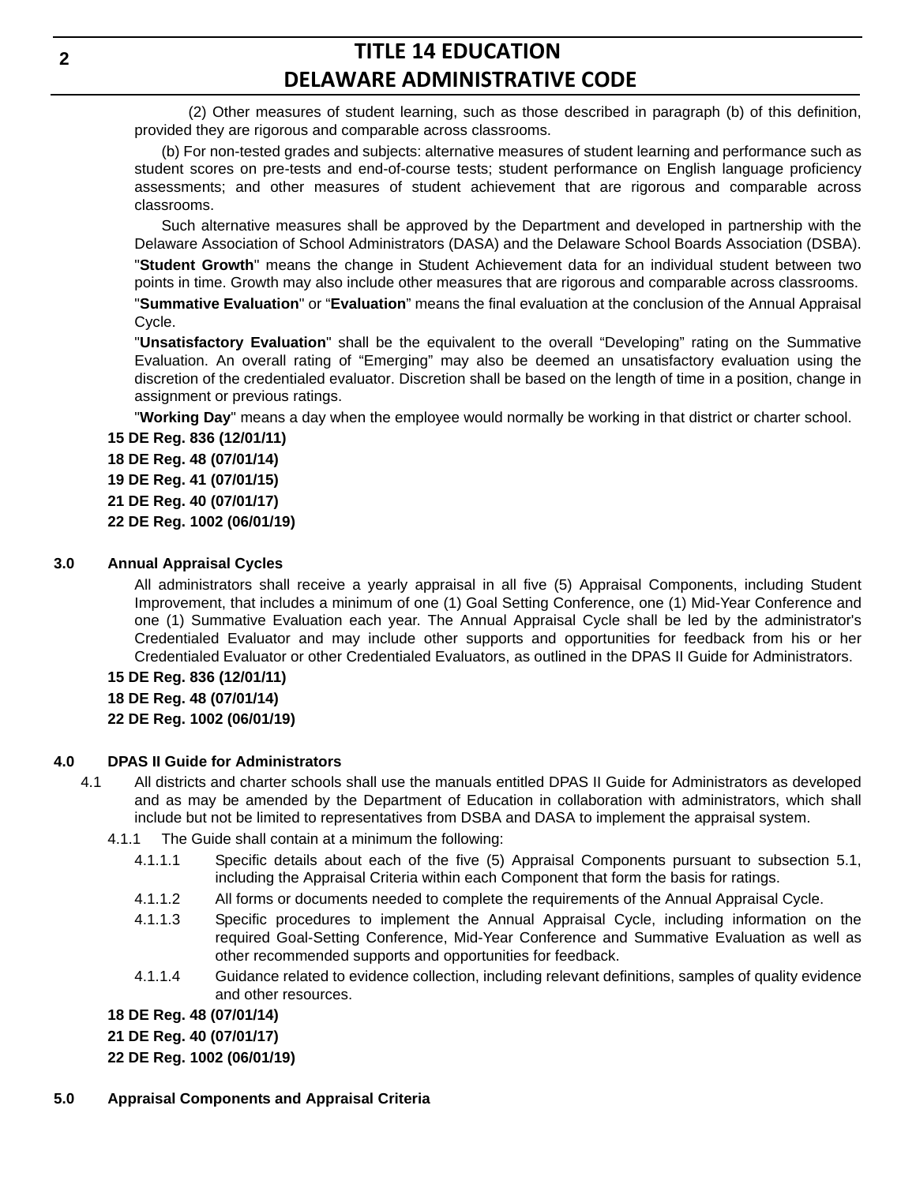(2) Other measures of student learning, such as those described in paragraph (b) of this definition, provided they are rigorous and comparable across classrooms.

(b) For non-tested grades and subjects: alternative measures of student learning and performance such as student scores on pre-tests and end-of-course tests; student performance on English language proficiency assessments; and other measures of student achievement that are rigorous and comparable across classrooms.

Such alternative measures shall be approved by the Department and developed in partnership with the Delaware Association of School Administrators (DASA) and the Delaware School Boards Association (DSBA).

"**Student Growth**" means the change in Student Achievement data for an individual student between two points in time. Growth may also include other measures that are rigorous and comparable across classrooms.

"**Summative Evaluation**" or "**Evaluation**" means the final evaluation at the conclusion of the Annual Appraisal Cycle.

"**Unsatisfactory Evaluation**" shall be the equivalent to the overall "Developing" rating on the Summative Evaluation. An overall rating of "Emerging" may also be deemed an unsatisfactory evaluation using the discretion of the credentialed evaluator. Discretion shall be based on the length of time in a position, change in assignment or previous ratings.

"**Working Day**" means a day when the employee would normally be working in that district or charter school.

**15 DE Reg. 836 (12/01/11)**

**18 DE Reg. 48 (07/01/14)**

**19 DE Reg. 41 (07/01/15)**

**21 DE Reg. 40 (07/01/17)**

**22 DE Reg. 1002 (06/01/19)**

## 3.0 Annual Appraisal Cycles

All administrators shall receive a yearly appraisal in all five (5) Appraisal Components, including Student Improvement, that includes a minimum of one (1) Goal Setting Conference, one (1) Mid-Year Conference and one (1) Summative Evaluation each year. The Annual Appraisal Cycle shall be led by the administrator's Credentialed Evaluator and may include other supports and opportunities for feedback from his or her Credentialed Evaluator or other Credentialed Evaluators, as outlined in the DPAS II Guide for Administrators.

**15 DE Reg. 836 (12/01/11)**

**18 DE Reg. 48 (07/01/14)**

**22 DE Reg. 1002 (06/01/19)**

## 4.0 DPAS II Guide for Administrators

4.1 All districts and charter schools shall use the manuals entitled DPAS II Guide for Administrators as developed and as may be amended by the Department of Education in collaboration with administrators, which shall include but not be limited to representatives from DSBA and DASA to implement the appraisal system.

4.1.1 The Guide shall contain at a minimum the following:

4.1.1.1 Specific details about each of the five (5) Appraisal Components pursuant to subsection 5.1, including the Appraisal Criteria within each Component that form the basis for ratings.

4.1.1.2 All forms or documents needed to complete the requirements of the Annual Appraisal Cycle.

4.1.1.3 Specific procedures to implement the Annual Appraisal Cycle, including information on the required Goal-Setting Conference, Mid-Year Conference and Summative Evaluation as well as other recommended supports and opportunities for feedback.

4.1.1.4 Guidance related to evidence collection, including relevant definitions, samples of quality evidence and other resources.

**18 DE Reg. 48 (07/01/14)**

**21 DE Reg. 40 (07/01/17)**

**22 DE Reg. 1002 (06/01/19)**

## 5.0 Appraisal Components and Appraisal Criteria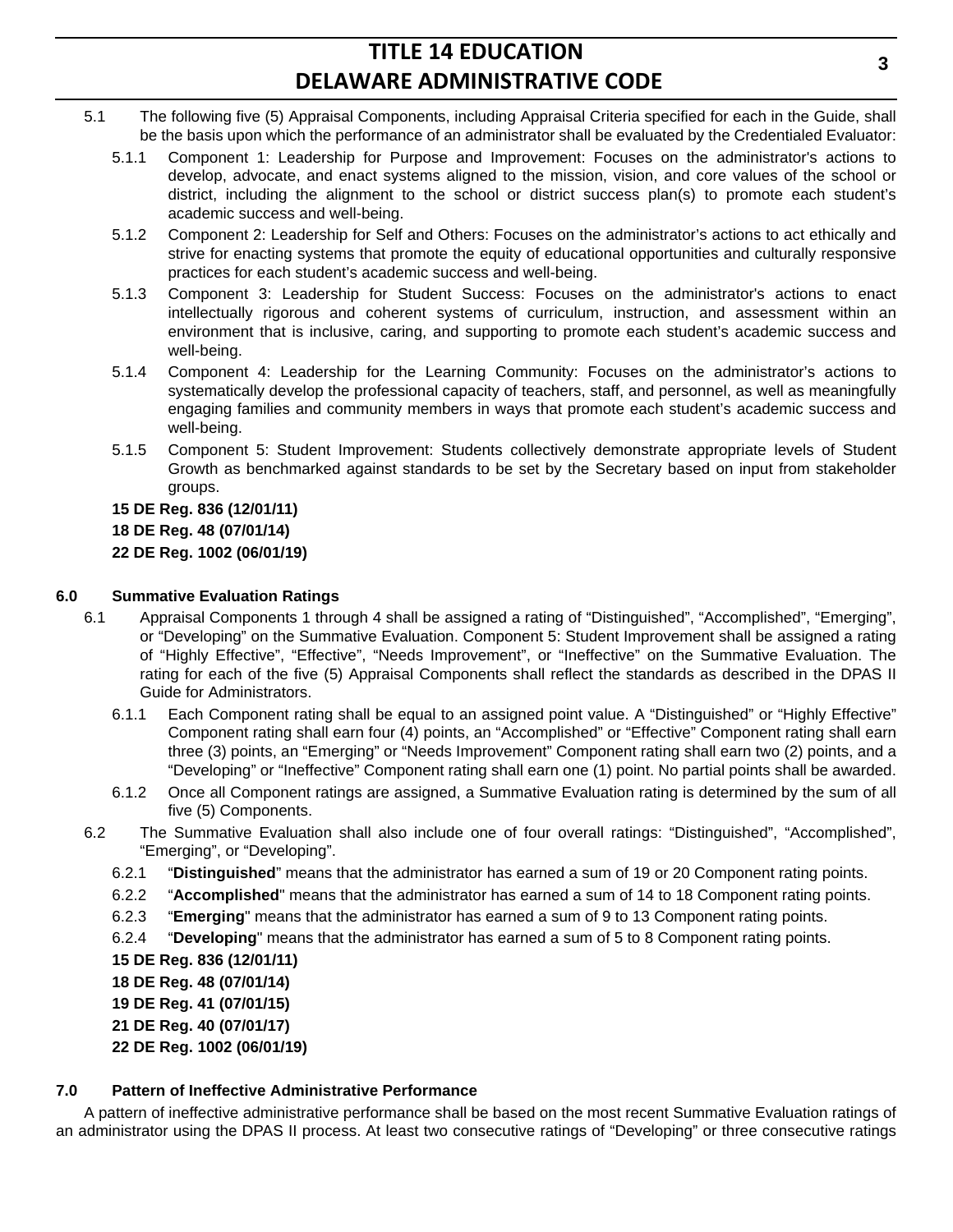5.1 The following five (5) Appraisal Components, including Appraisal Criteria specified for each in the Guide, shall be the basis upon which the performance of an administrator shall be evaluated by the Credentialed Evaluator:

5.1.1 Component 1: Leadership for Purpose and Improvement: Focuses on the administrator's actions to develop, advocate, and enact systems aligned to the mission, vision, and core values of the school or district, including the alignment to the school or district success plan(s) to promote each student's academic success and well-being.

5.1.2 Component 2: Leadership for Self and Others: Focuses on the administrator's actions to act ethically and strive for enacting systems that promote the equity of educational opportunities and culturally responsive practices for each student's academic success and well-being.

5.1.3 Component 3: Leadership for Student Success: Focuses on the administrator's actions to enact intellectually rigorous and coherent systems of curriculum, instruction, and assessment within an environment that is inclusive, caring, and supporting to promote each student's academic success and well-being.

5.1.4 Component 4: Leadership for the Learning Community: Focuses on the administrator's actions to systematically develop the professional capacity of teachers, staff, and personnel, as well as meaningfully engaging families and community members in ways that promote each student's academic success and well-being.

5.1.5 Component 5: Student Improvement: Students collectively demonstrate appropriate levels of Student Growth as benchmarked against standards to be set by the Secretary based on input from stakeholder groups.

**15 DE Reg. 836 (12/01/11)**
**18 DE Reg. 48 (07/01/14)**
**22 DE Reg. 1002 (06/01/19)**

## 6.0 Summative Evaluation Ratings

6.1 Appraisal Components 1 through 4 shall be assigned a rating of "Distinguished", "Accomplished", "Emerging", or "Developing" on the Summative Evaluation. Component 5: Student Improvement shall be assigned a rating of "Highly Effective", "Effective", "Needs Improvement", or "Ineffective" on the Summative Evaluation. The rating for each of the five (5) Appraisal Components shall reflect the standards as described in the DPAS II Guide for Administrators.

6.1.1 Each Component rating shall be equal to an assigned point value. A "Distinguished" or "Highly Effective" Component rating shall earn four (4) points, an "Accomplished" or "Effective" Component rating shall earn three (3) points, an "Emerging" or "Needs Improvement" Component rating shall earn two (2) points, and a "Developing" or "Ineffective" Component rating shall earn one (1) point. No partial points shall be awarded.

6.1.2 Once all Component ratings are assigned, a Summative Evaluation rating is determined by the sum of all five (5) Components.

6.2 The Summative Evaluation shall also include one of four overall ratings: "Distinguished", "Accomplished", "Emerging", or "Developing".

6.2.1 "**Distinguished**" means that the administrator has earned a sum of 19 or 20 Component rating points.

6.2.2 "**Accomplished**" means that the administrator has earned a sum of 14 to 18 Component rating points.

6.2.3 "**Emerging**" means that the administrator has earned a sum of 9 to 13 Component rating points.

6.2.4 "**Developing**" means that the administrator has earned a sum of 5 to 8 Component rating points.

**15 DE Reg. 836 (12/01/11)**
**18 DE Reg. 48 (07/01/14)**
**19 DE Reg. 41 (07/01/15)**
**21 DE Reg. 40 (07/01/17)**
**22 DE Reg. 1002 (06/01/19)**

## 7.0 Pattern of Ineffective Administrative Performance

A pattern of ineffective administrative performance shall be based on the most recent Summative Evaluation ratings of an administrator using the DPAS II process. At least two consecutive ratings of "Developing" or three consecutive ratings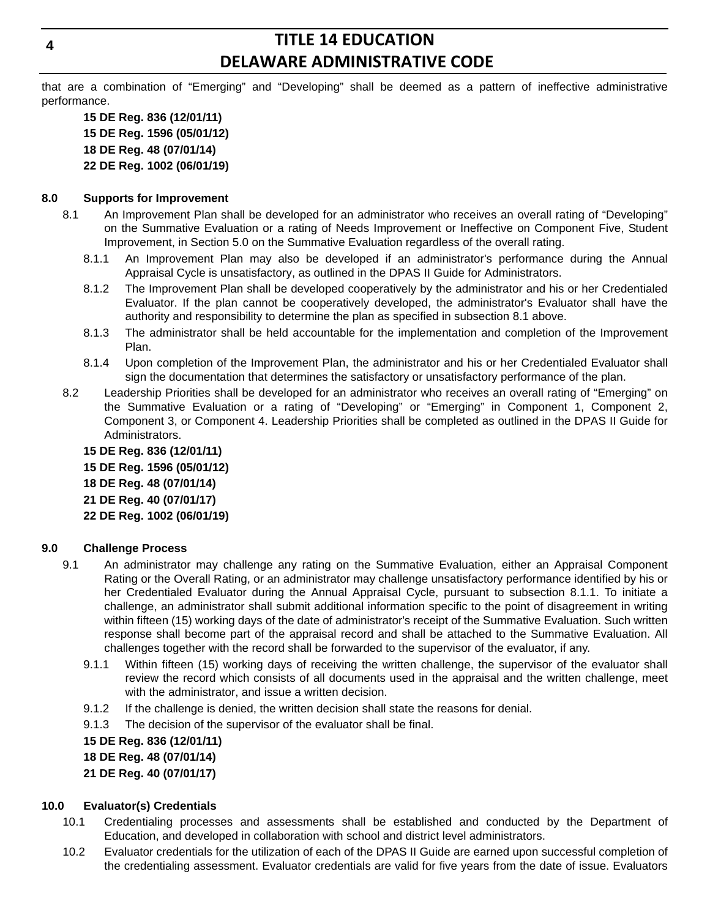that are a combination of “Emerging” and “Developing” shall be deemed as a pattern of ineffective administrative performance.

**15 DE Reg. 836 (12/01/11)**

**15 DE Reg. 1596 (05/01/12)**

**18 DE Reg. 48 (07/01/14)**

**22 DE Reg. 1002 (06/01/19)**

**8.0 Supports for Improvement**

8.1 An Improvement Plan shall be developed for an administrator who receives an overall rating of “Developing” on the Summative Evaluation or a rating of Needs Improvement or Ineffective on Component Five, Student Improvement, in Section 5.0 on the Summative Evaluation regardless of the overall rating.

8.1.1 An Improvement Plan may also be developed if an administrator's performance during the Annual Appraisal Cycle is unsatisfactory, as outlined in the DPAS II Guide for Administrators.

8.1.2 The Improvement Plan shall be developed cooperatively by the administrator and his or her Credentialed Evaluator. If the plan cannot be cooperatively developed, the administrator's Evaluator shall have the authority and responsibility to determine the plan as specified in subsection 8.1 above.

8.1.3 The administrator shall be held accountable for the implementation and completion of the Improvement Plan.

8.1.4 Upon completion of the Improvement Plan, the administrator and his or her Credentialed Evaluator shall sign the documentation that determines the satisfactory or unsatisfactory performance of the plan.

8.2 Leadership Priorities shall be developed for an administrator who receives an overall rating of “Emerging” on the Summative Evaluation or a rating of “Developing” or “Emerging” in Component 1, Component 2, Component 3, or Component 4. Leadership Priorities shall be completed as outlined in the DPAS II Guide for Administrators.

**15 DE Reg. 836 (12/01/11)**

**15 DE Reg. 1596 (05/01/12)**

**18 DE Reg. 48 (07/01/14)**

**21 DE Reg. 40 (07/01/17)**

**22 DE Reg. 1002 (06/01/19)**

**9.0 Challenge Process**

9.1 An administrator may challenge any rating on the Summative Evaluation, either an Appraisal Component Rating or the Overall Rating, or an administrator may challenge unsatisfactory performance identified by his or her Credentialed Evaluator during the Annual Appraisal Cycle, pursuant to subsection 8.1.1. To initiate a challenge, an administrator shall submit additional information specific to the point of disagreement in writing within fifteen (15) working days of the date of administrator's receipt of the Summative Evaluation. Such written response shall become part of the appraisal record and shall be attached to the Summative Evaluation. All challenges together with the record shall be forwarded to the supervisor of the evaluator, if any.

9.1.1 Within fifteen (15) working days of receiving the written challenge, the supervisor of the evaluator shall review the record which consists of all documents used in the appraisal and the written challenge, meet with the administrator, and issue a written decision.

9.1.2 If the challenge is denied, the written decision shall state the reasons for denial.

9.1.3 The decision of the supervisor of the evaluator shall be final.

**15 DE Reg. 836 (12/01/11)**

**18 DE Reg. 48 (07/01/14)**

**21 DE Reg. 40 (07/01/17)**

**10.0 Evaluator(s) Credentials**

10.1 Credentialing processes and assessments shall be established and conducted by the Department of Education, and developed in collaboration with school and district level administrators.

10.2 Evaluator credentials for the utilization of each of the DPAS II Guide are earned upon successful completion of the credentialing assessment. Evaluator credentials are valid for five years from the date of issue. Evaluators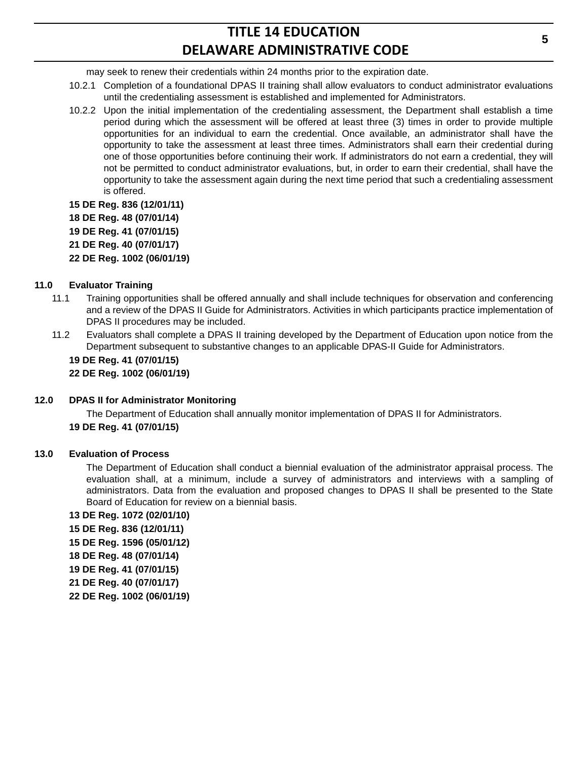may seek to renew their credentials within 24 months prior to the expiration date.

10.2.1 Completion of a foundational DPAS II training shall allow evaluators to conduct administrator evaluations until the credentialing assessment is established and implemented for Administrators.

10.2.2 Upon the initial implementation of the credentialing assessment, the Department shall establish a time period during which the assessment will be offered at least three (3) times in order to provide multiple opportunities for an individual to earn the credential. Once available, an administrator shall have the opportunity to take the assessment at least three times. Administrators shall earn their credential during one of those opportunities before continuing their work. If administrators do not earn a credential, they will not be permitted to conduct administrator evaluations, but, in order to earn their credential, shall have the opportunity to take the assessment again during the next time period that such a credentialing assessment is offered.

**15 DE Reg. 836 (12/01/11)**

**18 DE Reg. 48 (07/01/14)**

**19 DE Reg. 41 (07/01/15)**

**21 DE Reg. 40 (07/01/17)**

**22 DE Reg. 1002 (06/01/19)**

## 11.0 Evaluator Training

11.1 Training opportunities shall be offered annually and shall include techniques for observation and conferencing and a review of the DPAS II Guide for Administrators. Activities in which participants practice implementation of DPAS II procedures may be included.

11.2 Evaluators shall complete a DPAS II training developed by the Department of Education upon notice from the Department subsequent to substantive changes to an applicable DPAS-II Guide for Administrators.

**19 DE Reg. 41 (07/01/15)**

**22 DE Reg. 1002 (06/01/19)**

## 12.0 DPAS II for Administrator Monitoring

The Department of Education shall annually monitor implementation of DPAS II for Administrators.

**19 DE Reg. 41 (07/01/15)**

## 13.0 Evaluation of Process

The Department of Education shall conduct a biennial evaluation of the administrator appraisal process. The evaluation shall, at a minimum, include a survey of administrators and interviews with a sampling of administrators. Data from the evaluation and proposed changes to DPAS II shall be presented to the State Board of Education for review on a biennial basis.

**13 DE Reg. 1072 (02/01/10)**

**15 DE Reg. 836 (12/01/11)**

**15 DE Reg. 1596 (05/01/12)**

**18 DE Reg. 48 (07/01/14)**

**19 DE Reg. 41 (07/01/15)**

**21 DE Reg. 40 (07/01/17)**

**22 DE Reg. 1002 (06/01/19)**